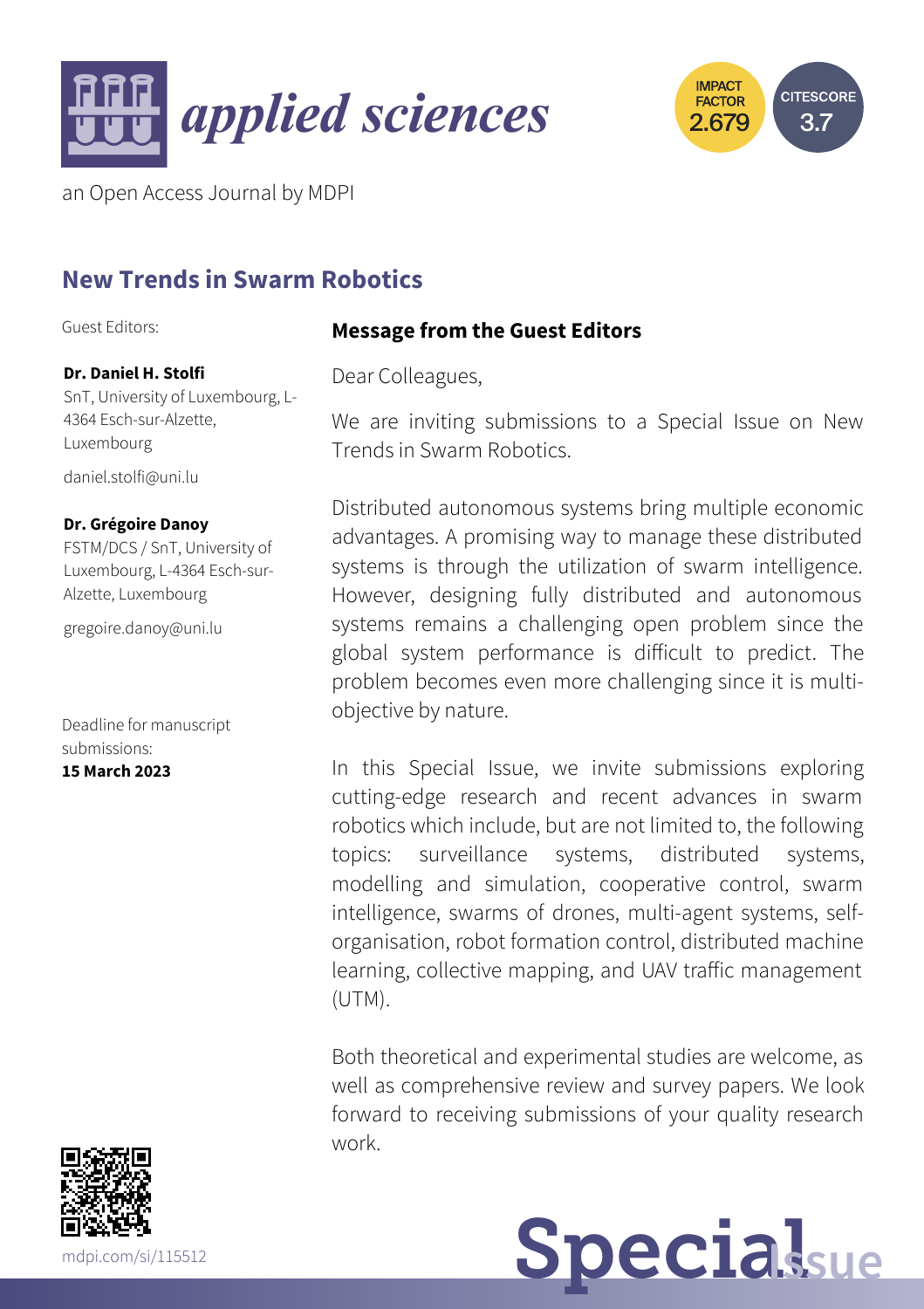**applied sciences**

an Open Access Journal by MDPI

IMPACT FACTOR 2.679

CITESCORE 3.7

# New Trends in Swarm Robotics

Guest Editors:

**Dr. Daniel H. Stolfi**
SnT, University of Luxembourg, L-4364 Esch-sur-Alzette, Luxembourg

daniel.stolfi@uni.lu

**Dr. Grégoire Danoy**
FSTM/DCS / SnT, University of Luxembourg, L-4364 Esch-sur-Alzette, Luxembourg

gregoire.danoy@uni.lu

Deadline for manuscript submissions:
**15 March 2023**

## Message from the Guest Editors

Dear Colleagues,

We are inviting submissions to a Special Issue on New Trends in Swarm Robotics.

Distributed autonomous systems bring multiple economic advantages. A promising way to manage these distributed systems is through the utilization of swarm intelligence. However, designing fully distributed and autonomous systems remains a challenging open problem since the global system performance is difficult to predict. The problem becomes even more challenging since it is multi-objective by nature.

In this Special Issue, we invite submissions exploring cutting-edge research and recent advances in swarm robotics which include, but are not limited to, the following topics: surveillance systems, distributed systems, modelling and simulation, cooperative control, swarm intelligence, swarms of drones, multi-agent systems, self-organisation, robot formation control, distributed machine learning, collective mapping, and UAV traffic management (UTM).

Both theoretical and experimental studies are welcome, as well as comprehensive review and survey papers. We look forward to receiving submissions of your quality research work.

mdpi.com/si/115512

Special Issue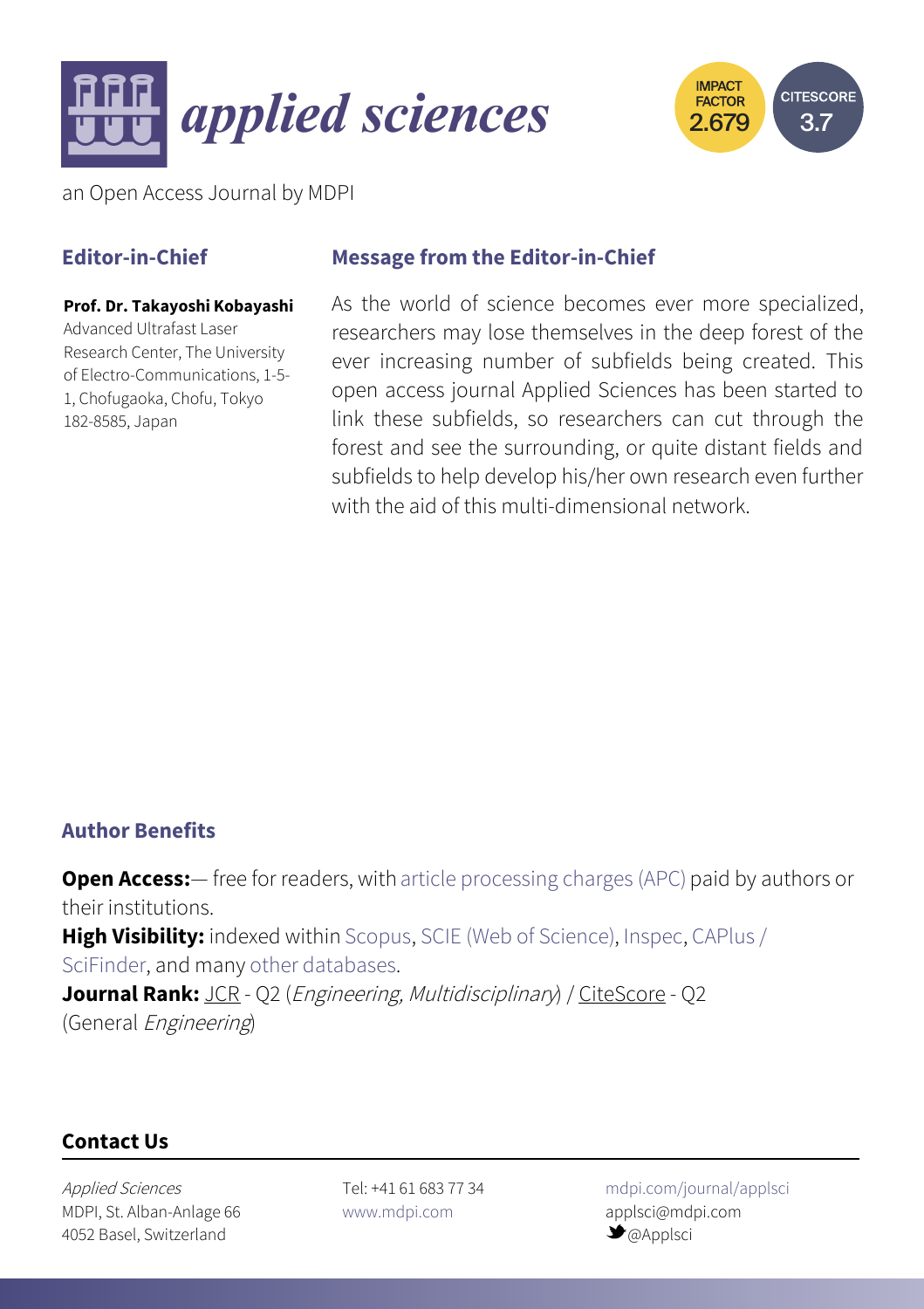# applied sciences

IMPACT FACTOR 2.679

CITESCORE 3.7

an Open Access Journal by MDPI

## Editor-in-Chief

**Prof. Dr. Takayoshi Kobayashi**
Advanced Ultrafast Laser Research Center, The University of Electro-Communications, 1-5-1, Chofugaoka, Chofu, Tokyo 182-8585, Japan

## Message from the Editor-in-Chief

As the world of science becomes ever more specialized, researchers may lose themselves in the deep forest of the ever increasing number of subfields being created. This open access journal Applied Sciences has been started to link these subfields, so researchers can cut through the forest and see the surrounding, or quite distant fields and subfields to help develop his/her own research even further with the aid of this multi-dimensional network.

## Author Benefits

**Open Access:**— free for readers, with article processing charges (APC) paid by authors or their institutions.
**High Visibility:** indexed within Scopus, SCIE (Web of Science), Inspec, CAPlus / SciFinder, and many other databases.
**Journal Rank:** JCR - Q2 (*Engineering, Multidisciplinary*) / CiteScore - Q2 (General *Engineering*)

## Contact Us

*Applied Sciences*
MDPI, St. Alban-Anlage 66
4052 Basel, Switzerland

Tel: +41 61 683 77 34
www.mdpi.com

mdpi.com/journal/applsci
applsci@mdpi.com
@Applsci